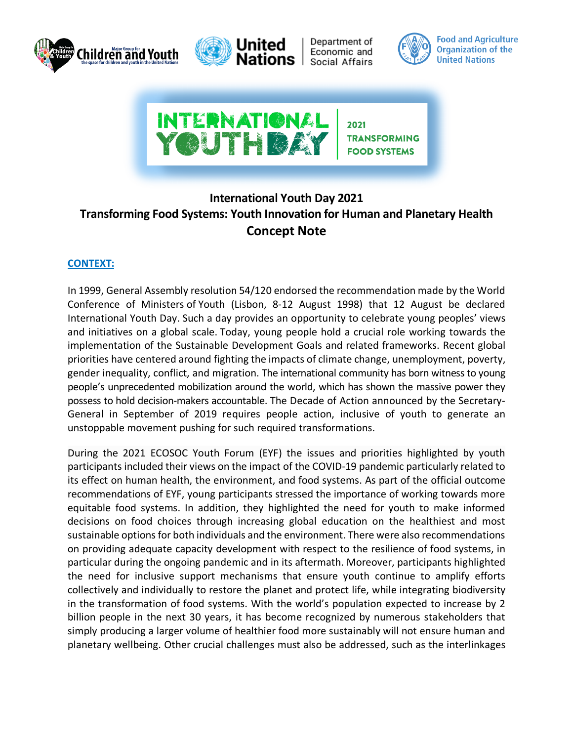# International Youth Day 2021
## Transforming Food Systems: Youth Innovation for Human and Planetary Health
## Concept Note

### CONTEXT:

In 1999, General Assembly resolution 54/120 endorsed the recommendation made by the World Conference of Ministers of Youth (Lisbon, 8-12 August 1998) that 12 August be declared International Youth Day. Such a day provides an opportunity to celebrate young peoples' views and initiatives on a global scale. Today, young people hold a crucial role working towards the implementation of the Sustainable Development Goals and related frameworks. Recent global priorities have centered around fighting the impacts of climate change, unemployment, poverty, gender inequality, conflict, and migration. The international community has born witness to young people's unprecedented mobilization around the world, which has shown the massive power they possess to hold decision-makers accountable. The Decade of Action announced by the Secretary-General in September of 2019 requires people action, inclusive of youth to generate an unstoppable movement pushing for such required transformations.

During the 2021 ECOSOC Youth Forum (EYF) the issues and priorities highlighted by youth participants included their views on the impact of the COVID-19 pandemic particularly related to its effect on human health, the environment, and food systems. As part of the official outcome recommendations of EYF, young participants stressed the importance of working towards more equitable food systems. In addition, they highlighted the need for youth to make informed decisions on food choices through increasing global education on the healthiest and most sustainable options for both individuals and the environment. There were also recommendations on providing adequate capacity development with respect to the resilience of food systems, in particular during the ongoing pandemic and in its aftermath. Moreover, participants highlighted the need for inclusive support mechanisms that ensure youth continue to amplify efforts collectively and individually to restore the planet and protect life, while integrating biodiversity in the transformation of food systems. With the world's population expected to increase by 2 billion people in the next 30 years, it has become recognized by numerous stakeholders that simply producing a larger volume of healthier food more sustainably will not ensure human and planetary wellbeing. Other crucial challenges must also be addressed, such as the interlinkages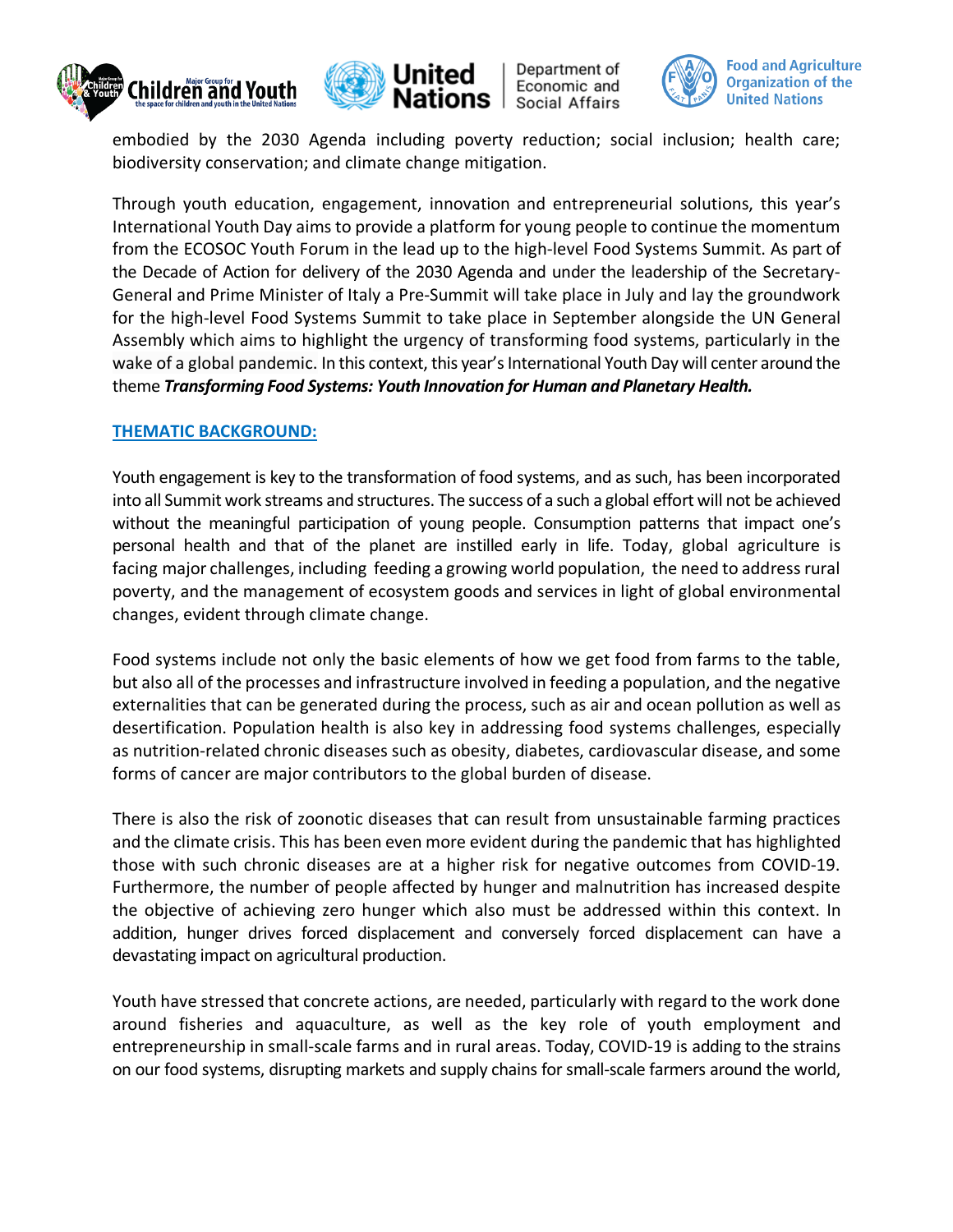embodied by the 2030 Agenda including poverty reduction; social inclusion; health care; biodiversity conservation; and climate change mitigation.

Through youth education, engagement, innovation and entrepreneurial solutions, this year's International Youth Day aims to provide a platform for young people to continue the momentum from the ECOSOC Youth Forum in the lead up to the high-level Food Systems Summit. As part of the Decade of Action for delivery of the 2030 Agenda and under the leadership of the Secretary-General and Prime Minister of Italy a Pre-Summit will take place in July and lay the groundwork for the high-level Food Systems Summit to take place in September alongside the UN General Assembly which aims to highlight the urgency of transforming food systems, particularly in the wake of a global pandemic. In this context, this year's International Youth Day will center around the theme ***Transforming Food Systems: Youth Innovation for Human and Planetary Health.***

## THEMATIC BACKGROUND:

Youth engagement is key to the transformation of food systems, and as such, has been incorporated into all Summit work streams and structures. The success of a such a global effort will not be achieved without the meaningful participation of young people. Consumption patterns that impact one's personal health and that of the planet are instilled early in life. Today, global agriculture is facing major challenges, including feeding a growing world population, the need to address rural poverty, and the management of ecosystem goods and services in light of global environmental changes, evident through climate change.

Food systems include not only the basic elements of how we get food from farms to the table, but also all of the processes and infrastructure involved in feeding a population, and the negative externalities that can be generated during the process, such as air and ocean pollution as well as desertification. Population health is also key in addressing food systems challenges, especially as nutrition-related chronic diseases such as obesity, diabetes, cardiovascular disease, and some forms of cancer are major contributors to the global burden of disease.

There is also the risk of zoonotic diseases that can result from unsustainable farming practices and the climate crisis. This has been even more evident during the pandemic that has highlighted those with such chronic diseases are at a higher risk for negative outcomes from COVID-19. Furthermore, the number of people affected by hunger and malnutrition has increased despite the objective of achieving zero hunger which also must be addressed within this context. In addition, hunger drives forced displacement and conversely forced displacement can have a devastating impact on agricultural production.

Youth have stressed that concrete actions, are needed, particularly with regard to the work done around fisheries and aquaculture, as well as the key role of youth employment and entrepreneurship in small-scale farms and in rural areas. Today, COVID-19 is adding to the strains on our food systems, disrupting markets and supply chains for small-scale farmers around the world,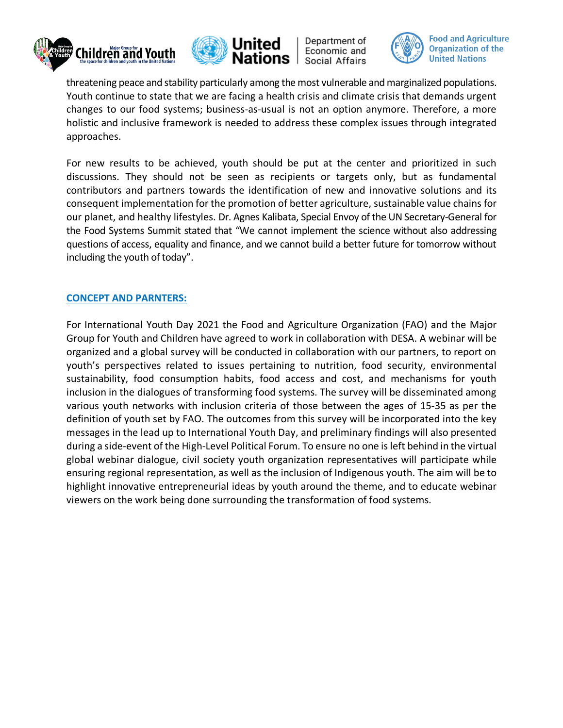threatening peace and stability particularly among the most vulnerable and marginalized populations. Youth continue to state that we are facing a health crisis and climate crisis that demands urgent changes to our food systems; business-as-usual is not an option anymore. Therefore, a more holistic and inclusive framework is needed to address these complex issues through integrated approaches.

For new results to be achieved, youth should be put at the center and prioritized in such discussions. They should not be seen as recipients or targets only, but as fundamental contributors and partners towards the identification of new and innovative solutions and its consequent implementation for the promotion of better agriculture, sustainable value chains for our planet, and healthy lifestyles. Dr. Agnes Kalibata, Special Envoy of the UN Secretary-General for the Food Systems Summit stated that "We cannot implement the science without also addressing questions of access, equality and finance, and we cannot build a better future for tomorrow without including the youth of today".

## CONCEPT AND PARNTERS:

For International Youth Day 2021 the Food and Agriculture Organization (FAO) and the Major Group for Youth and Children have agreed to work in collaboration with DESA. A webinar will be organized and a global survey will be conducted in collaboration with our partners, to report on youth's perspectives related to issues pertaining to nutrition, food security, environmental sustainability, food consumption habits, food access and cost, and mechanisms for youth inclusion in the dialogues of transforming food systems. The survey will be disseminated among various youth networks with inclusion criteria of those between the ages of 15-35 as per the definition of youth set by FAO. The outcomes from this survey will be incorporated into the key messages in the lead up to International Youth Day, and preliminary findings will also presented during a side-event of the High-Level Political Forum. To ensure no one is left behind in the virtual global webinar dialogue, civil society youth organization representatives will participate while ensuring regional representation, as well as the inclusion of Indigenous youth. The aim will be to highlight innovative entrepreneurial ideas by youth around the theme, and to educate webinar viewers on the work being done surrounding the transformation of food systems.